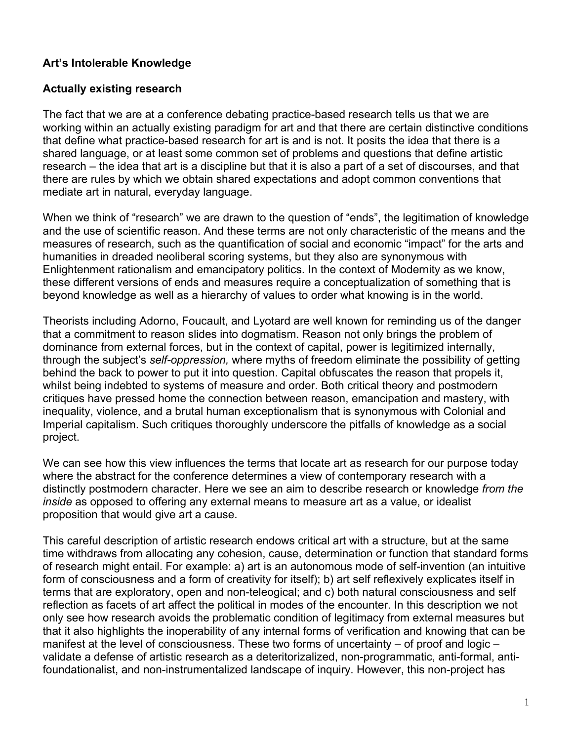# Art's Intolerable Knowledge

## Actually existing research

The fact that we are at a conference debating practice-based research tells us that we are working within an actually existing paradigm for art and that there are certain distinctive conditions that define what practice-based research for art is and is not. It posits the idea that there is a shared language, or at least some common set of problems and questions that define artistic research – the idea that art is a discipline but that it is also a part of a set of discourses, and that there are rules by which we obtain shared expectations and adopt common conventions that mediate art in natural, everyday language.

When we think of "research" we are drawn to the question of "ends", the legitimation of knowledge and the use of scientific reason. And these terms are not only characteristic of the means and the measures of research, such as the quantification of social and economic "impact" for the arts and humanities in dreaded neoliberal scoring systems, but they also are synonymous with Enlightenment rationalism and emancipatory politics. In the context of Modernity as we know, these different versions of ends and measures require a conceptualization of something that is beyond knowledge as well as a hierarchy of values to order what knowing is in the world.

Theorists including Adorno, Foucault, and Lyotard are well known for reminding us of the danger that a commitment to reason slides into dogmatism. Reason not only brings the problem of dominance from external forces, but in the context of capital, power is legitimized internally, through the subject's *self-oppression,* where myths of freedom eliminate the possibility of getting behind the back to power to put it into question. Capital obfuscates the reason that propels it, whilst being indebted to systems of measure and order. Both critical theory and postmodern critiques have pressed home the connection between reason, emancipation and mastery, with inequality, violence, and a brutal human exceptionalism that is synonymous with Colonial and Imperial capitalism. Such critiques thoroughly underscore the pitfalls of knowledge as a social project.

We can see how this view influences the terms that locate art as research for our purpose today where the abstract for the conference determines a view of contemporary research with a distinctly postmodern character. Here we see an aim to describe research or knowledge *from the inside* as opposed to offering any external means to measure art as a value, or idealist proposition that would give art a cause.

This careful description of artistic research endows critical art with a structure, but at the same time withdraws from allocating any cohesion, cause, determination or function that standard forms of research might entail. For example: a) art is an autonomous mode of self-invention (an intuitive form of consciousness and a form of creativity for itself); b) art self reflexively explicates itself in terms that are exploratory, open and non-teleogical; and c) both natural consciousness and self reflection as facets of art affect the political in modes of the encounter. In this description we not only see how research avoids the problematic condition of legitimacy from external measures but that it also highlights the inoperability of any internal forms of verification and knowing that can be manifest at the level of consciousness. These two forms of uncertainty – of proof and logic – validate a defense of artistic research as a deteritorizalized, non-programmatic, anti-formal, anti-foundationalist, and non-instrumentalized landscape of inquiry. However, this non-project has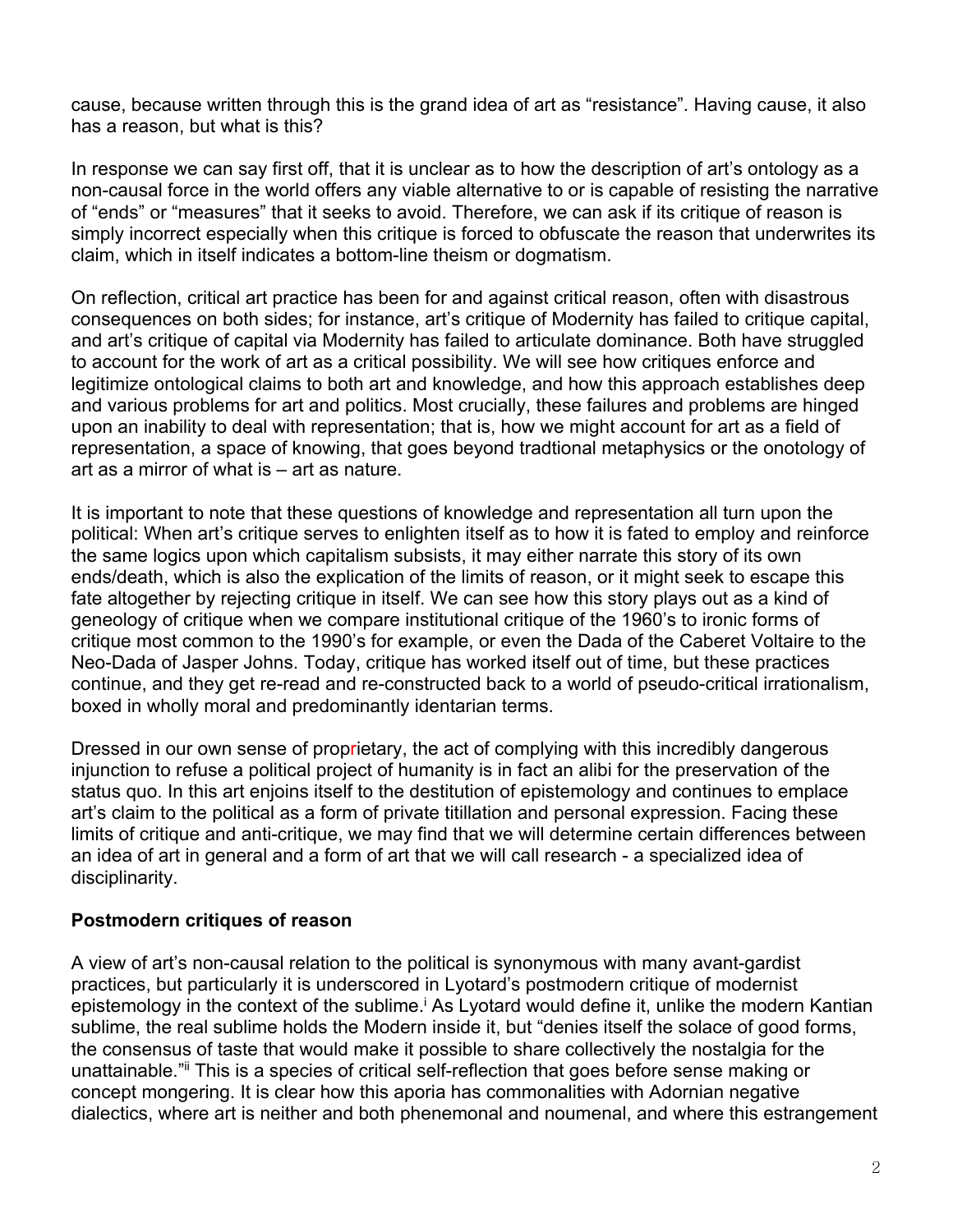cause, because written through this is the grand idea of art as "resistance". Having cause, it also has a reason, but what is this?

In response we can say first off, that it is unclear as to how the description of art's ontology as a non-causal force in the world offers any viable alternative to or is capable of resisting the narrative of "ends" or "measures" that it seeks to avoid. Therefore, we can ask if its critique of reason is simply incorrect especially when this critique is forced to obfuscate the reason that underwrites its claim, which in itself indicates a bottom-line theism or dogmatism.

On reflection, critical art practice has been for and against critical reason, often with disastrous consequences on both sides; for instance, art's critique of Modernity has failed to critique capital, and art's critique of capital via Modernity has failed to articulate dominance. Both have struggled to account for the work of art as a critical possibility. We will see how critiques enforce and legitimize ontological claims to both art and knowledge, and how this approach establishes deep and various problems for art and politics. Most crucially, these failures and problems are hinged upon an inability to deal with representation; that is, how we might account for art as a field of representation, a space of knowing, that goes beyond tradtional metaphysics or the onotology of art as a mirror of what is – art as nature.

It is important to note that these questions of knowledge and representation all turn upon the political: When art's critique serves to enlighten itself as to how it is fated to employ and reinforce the same logics upon which capitalism subsists, it may either narrate this story of its own ends/death, which is also the explication of the limits of reason, or it might seek to escape this fate altogether by rejecting critique in itself. We can see how this story plays out as a kind of geneology of critique when we compare institutional critique of the 1960's to ironic forms of critique most common to the 1990's for example, or even the Dada of the Caberet Voltaire to the Neo-Dada of Jasper Johns. Today, critique has worked itself out of time, but these practices continue, and they get re-read and re-constructed back to a world of pseudo-critical irrationalism, boxed in wholly moral and predominantly identarian terms.

Dressed in our own sense of proprietary, the act of complying with this incredibly dangerous injunction to refuse a political project of humanity is in fact an alibi for the preservation of the status quo. In this art enjoins itself to the destitution of epistemology and continues to emplace art's claim to the political as a form of private titillation and personal expression. Facing these limits of critique and anti-critique, we may find that we will determine certain differences between an idea of art in general and a form of art that we will call research - a specialized idea of disciplinarity.

**Postmodern critiques of reason**

A view of art's non-causal relation to the political is synonymous with many avant-gardist practices, but particularly it is underscored in Lyotard's postmodern critique of modernist epistemology in the context of the sublime.[i] As Lyotard would define it, unlike the modern Kantian sublime, the real sublime holds the Modern inside it, but "denies itself the solace of good forms, the consensus of taste that would make it possible to share collectively the nostalgia for the unattainable."[ii] This is a species of critical self-reflection that goes before sense making or concept mongering. It is clear how this aporia has commonalities with Adornian negative dialectics, where art is neither and both phenemonal and noumenal, and where this estrangement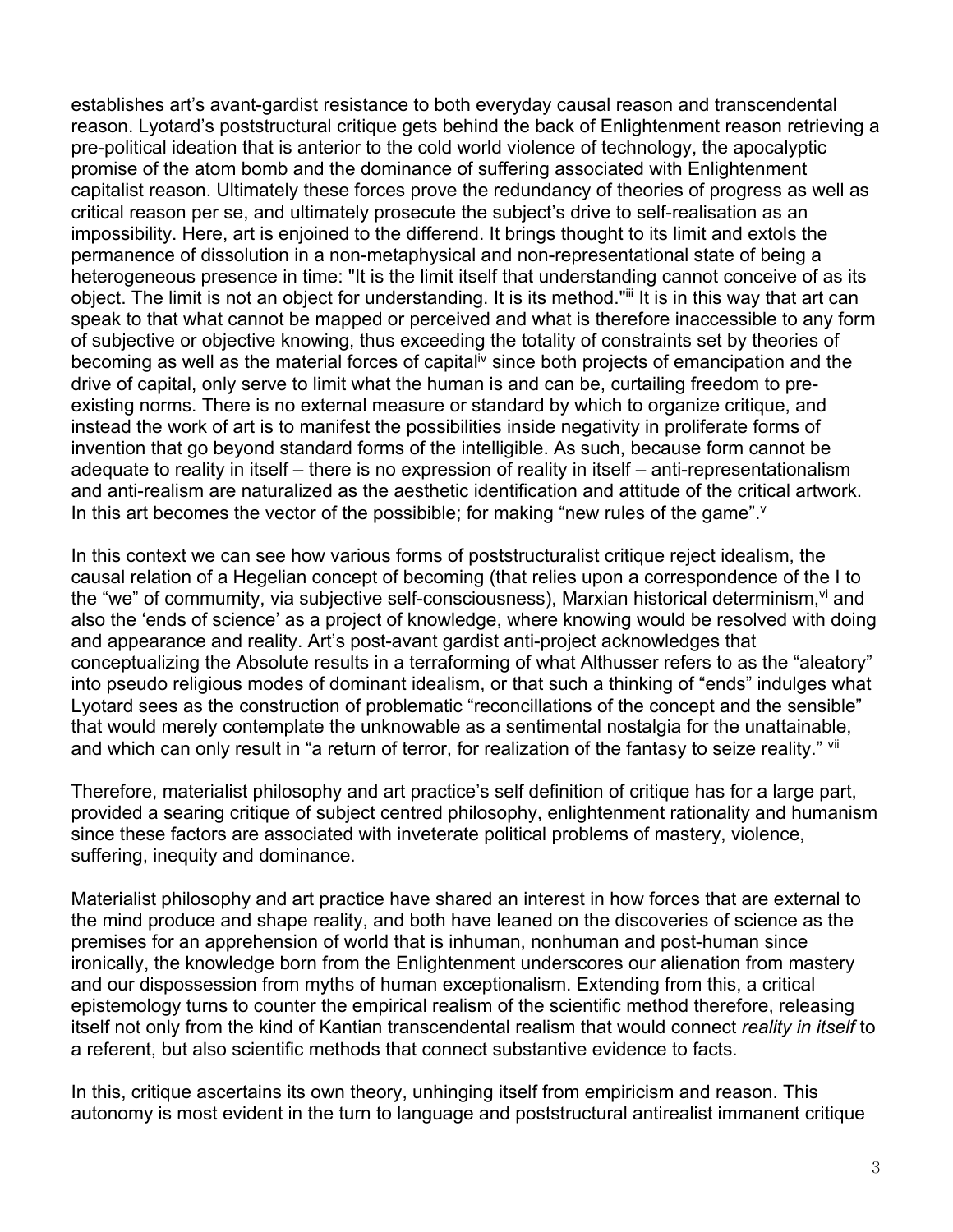establishes art's avant-gardist resistance to both everyday causal reason and transcendental reason. Lyotard's poststructural critique gets behind the back of Enlightenment reason retrieving a pre-political ideation that is anterior to the cold world violence of technology, the apocalyptic promise of the atom bomb and the dominance of suffering associated with Enlightenment capitalist reason. Ultimately these forces prove the redundancy of theories of progress as well as critical reason per se, and ultimately prosecute the subject's drive to self-realisation as an impossibility. Here, art is enjoined to the differend. It brings thought to its limit and extols the permanence of dissolution in a non-metaphysical and non-representational state of being a heterogeneous presence in time: "It is the limit itself that understanding cannot conceive of as its object. The limit is not an object for understanding. It is its method."[iii] It is in this way that art can speak to that what cannot be mapped or perceived and what is therefore inaccessible to any form of subjective or objective knowing, thus exceeding the totality of constraints set by theories of becoming as well as the material forces of capital[iv] since both projects of emancipation and the drive of capital, only serve to limit what the human is and can be, curtailing freedom to pre-existing norms. There is no external measure or standard by which to organize critique, and instead the work of art is to manifest the possibilities inside negativity in proliferate forms of invention that go beyond standard forms of the intelligible. As such, because form cannot be adequate to reality in itself – there is no expression of reality in itself – anti-representationalism and anti-realism are naturalized as the aesthetic identification and attitude of the critical artwork. In this art becomes the vector of the possibible; for making "new rules of the game".[v]

In this context we can see how various forms of poststructuralist critique reject idealism, the causal relation of a Hegelian concept of becoming (that relies upon a correspondence of the I to the "we" of commumity, via subjective self-consciousness), Marxian historical determinism,[vi] and also the 'ends of science' as a project of knowledge, where knowing would be resolved with doing and appearance and reality. Art's post-avant gardist anti-project acknowledges that conceptualizing the Absolute results in a terraforming of what Althusser refers to as the "aleatory" into pseudo religious modes of dominant idealism, or that such a thinking of "ends" indulges what Lyotard sees as the construction of problematic "reconcillations of the concept and the sensible" that would merely contemplate the unknowable as a sentimental nostalgia for the unattainable, and which can only result in "a return of terror, for realization of the fantasy to seize reality." [vii]

Therefore, materialist philosophy and art practice's self definition of critique has for a large part, provided a searing critique of subject centred philosophy, enlightenment rationality and humanism since these factors are associated with inveterate political problems of mastery, violence, suffering, inequity and dominance.

Materialist philosophy and art practice have shared an interest in how forces that are external to the mind produce and shape reality, and both have leaned on the discoveries of science as the premises for an apprehension of world that is inhuman, nonhuman and post-human since ironically, the knowledge born from the Enlightenment underscores our alienation from mastery and our dispossession from myths of human exceptionalism. Extending from this, a critical epistemology turns to counter the empirical realism of the scientific method therefore, releasing itself not only from the kind of Kantian transcendental realism that would connect *reality in itself* to a referent, but also scientific methods that connect substantive evidence to facts.

In this, critique ascertains its own theory, unhinging itself from empiricism and reason. This autonomy is most evident in the turn to language and poststructural antirealist immanent critique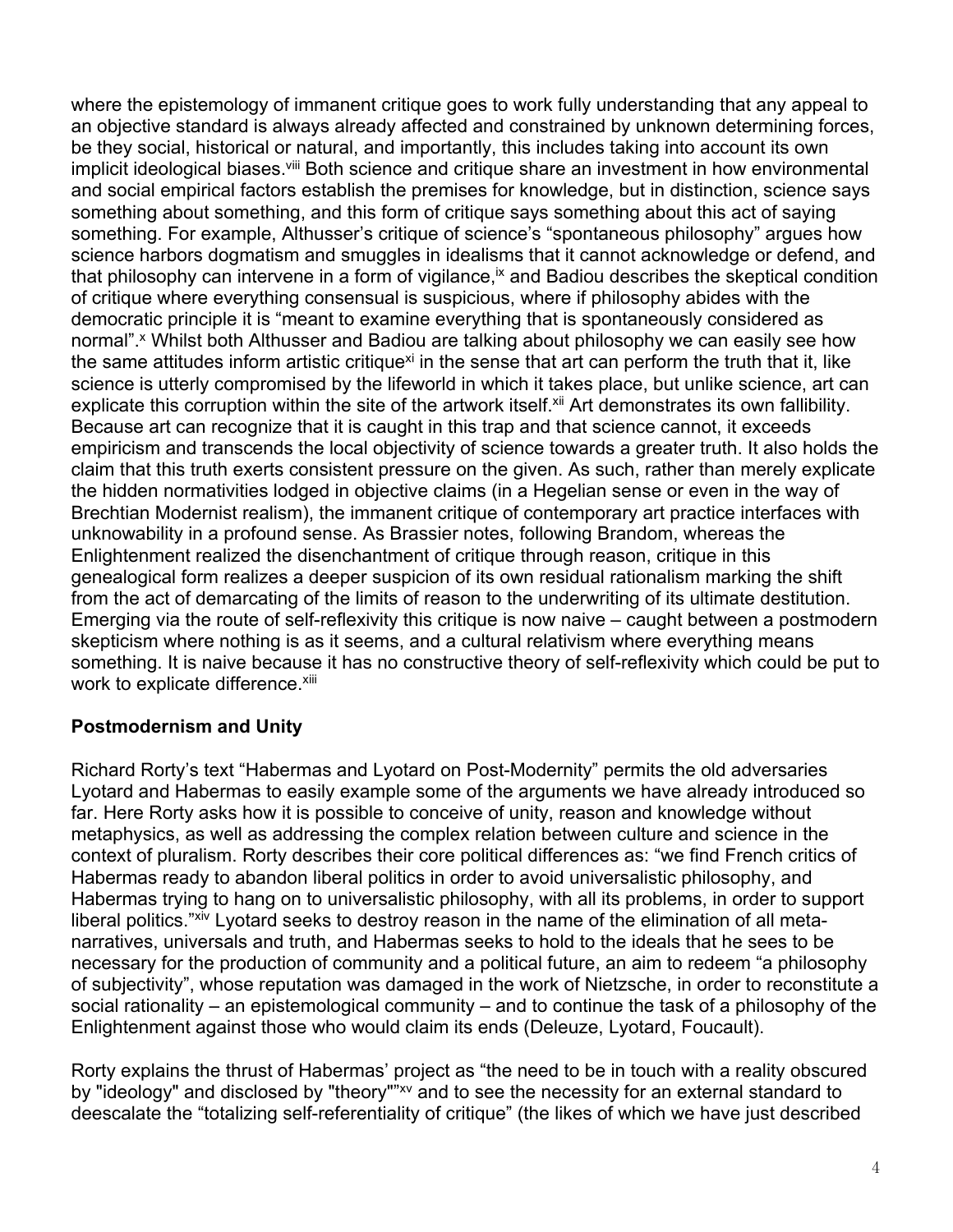where the epistemology of immanent critique goes to work fully understanding that any appeal to an objective standard is always already affected and constrained by unknown determining forces, be they social, historical or natural, and importantly, this includes taking into account its own implicit ideological biases.[viii] Both science and critique share an investment in how environmental and social empirical factors establish the premises for knowledge, but in distinction, science says something about something, and this form of critique says something about this act of saying something. For example, Althusser's critique of science's "spontaneous philosophy" argues how science harbors dogmatism and smuggles in idealisms that it cannot acknowledge or defend, and that philosophy can intervene in a form of vigilance,[ix] and Badiou describes the skeptical condition of critique where everything consensual is suspicious, where if philosophy abides with the democratic principle it is "meant to examine everything that is spontaneously considered as normal".[x] Whilst both Althusser and Badiou are talking about philosophy we can easily see how the same attitudes inform artistic critique[xi] in the sense that art can perform the truth that it, like science is utterly compromised by the lifeworld in which it takes place, but unlike science, art can explicate this corruption within the site of the artwork itself.[xii] Art demonstrates its own fallibility. Because art can recognize that it is caught in this trap and that science cannot, it exceeds empiricism and transcends the local objectivity of science towards a greater truth. It also holds the claim that this truth exerts consistent pressure on the given. As such, rather than merely explicate the hidden normativities lodged in objective claims (in a Hegelian sense or even in the way of Brechtian Modernist realism), the immanent critique of contemporary art practice interfaces with unknowability in a profound sense. As Brassier notes, following Brandom, whereas the Enlightenment realized the disenchantment of critique through reason, critique in this genealogical form realizes a deeper suspicion of its own residual rationalism marking the shift from the act of demarcating of the limits of reason to the underwriting of its ultimate destitution. Emerging via the route of self-reflexivity this critique is now naive – caught between a postmodern skepticism where nothing is as it seems, and a cultural relativism where everything means something. It is naive because it has no constructive theory of self-reflexivity which could be put to work to explicate difference.[xiii]

## Postmodernism and Unity

Richard Rorty's text "Habermas and Lyotard on Post-Modernity" permits the old adversaries Lyotard and Habermas to easily example some of the arguments we have already introduced so far. Here Rorty asks how it is possible to conceive of unity, reason and knowledge without metaphysics, as well as addressing the complex relation between culture and science in the context of pluralism. Rorty describes their core political differences as: "we find French critics of Habermas ready to abandon liberal politics in order to avoid universalistic philosophy, and Habermas trying to hang on to universalistic philosophy, with all its problems, in order to support liberal politics."[xiv] Lyotard seeks to destroy reason in the name of the elimination of all meta-narratives, universals and truth, and Habermas seeks to hold to the ideals that he sees to be necessary for the production of community and a political future, an aim to redeem "a philosophy of subjectivity", whose reputation was damaged in the work of Nietzsche, in order to reconstitute a social rationality – an epistemological community – and to continue the task of a philosophy of the Enlightenment against those who would claim its ends (Deleuze, Lyotard, Foucault).

Rorty explains the thrust of Habermas' project as "the need to be in touch with a reality obscured by "ideology" and disclosed by "theory""[xv] and to see the necessity for an external standard to deescalate the "totalizing self-referentiality of critique" (the likes of which we have just described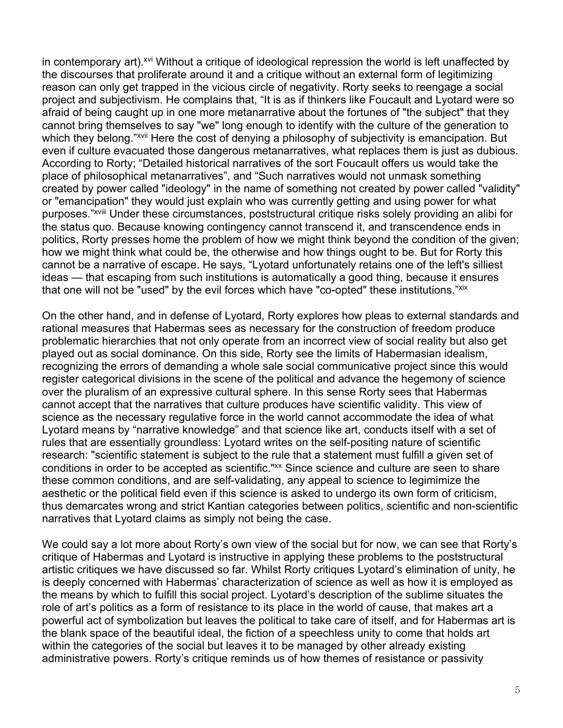in contemporary art).[xvi] Without a critique of ideological repression the world is left unaffected by the discourses that proliferate around it and a critique without an external form of legitimizing reason can only get trapped in the vicious circle of negativity. Rorty seeks to reengage a social project and subjectivism. He complains that, “It is as if thinkers like Foucault and Lyotard were so afraid of being caught up in one more metanarrative about the fortunes of "the subject" that they cannot bring themselves to say "we" long enough to identify with the culture of the generation to which they belong.”[xvii] Here the cost of denying a philosophy of subjectivity is emancipation. But even if culture evacuated those dangerous metanarratives, what replaces them is just as dubious. According to Rorty; “Detailed historical narratives of the sort Foucault offers us would take the place of philosophical metanarratives”, and “Such narratives would not unmask something created by power called "ideology" in the name of something not created by power called "validity" or "emancipation" they would just explain who was currently getting and using power for what purposes.”[xviii] Under these circumstances, poststructural critique risks solely providing an alibi for the status quo. Because knowing contingency cannot transcend it, and transcendence ends in politics, Rorty presses home the problem of how we might think beyond the condition of the given; how we might think what could be, the otherwise and how things ought to be. But for Rorty this cannot be a narrative of escape. He says, “Lyotard unfortunately retains one of the left's silliest ideas — that escaping from such institutions is automatically a good thing, because it ensures that one will not be "used" by the evil forces which have "co-opted" these institutions.”[xix]

On the other hand, and in defense of Lyotard, Rorty explores how pleas to external standards and rational measures that Habermas sees as necessary for the construction of freedom produce problematic hierarchies that not only operate from an incorrect view of social reality but also get played out as social dominance. On this side, Rorty see the limits of Habermasian idealism, recognizing the errors of demanding a whole sale social communicative project since this would register categorical divisions in the scene of the political and advance the hegemony of science over the pluralism of an expressive cultural sphere. In this sense Rorty sees that Habermas cannot accept that the narratives that culture produces have scientific validity. This view of science as the necessary regulative force in the world cannot accommodate the idea of what Lyotard means by “narrative knowledge” and that science like art, conducts itself with a set of rules that are essentially groundless: Lyotard writes on the self-positing nature of scientific research: "scientific statement is subject to the rule that a statement must fulfill a given set of conditions in order to be accepted as scientific."[xx] Since science and culture are seen to share these common conditions, and are self-validating, any appeal to science to legimimize the aesthetic or the political field even if this science is asked to undergo its own form of criticism, thus demarcates wrong and strict Kantian categories between politics, scientific and non-scientific narratives that Lyotard claims as simply not being the case.

We could say a lot more about Rorty’s own view of the social but for now, we can see that Rorty’s critique of Habermas and Lyotard is instructive in applying these problems to the poststructural artistic critiques we have discussed so far. Whilst Rorty critiques Lyotard’s elimination of unity, he is deeply concerned with Habermas’ characterization of science as well as how it is employed as the means by which to fulfill this social project. Lyotard’s description of the sublime situates the role of art’s politics as a form of resistance to its place in the world of cause, that makes art a powerful act of symbolization but leaves the political to take care of itself, and for Habermas art is the blank space of the beautiful ideal, the fiction of a speechless unity to come that holds art within the categories of the social but leaves it to be managed by other already existing administrative powers. Rorty’s critique reminds us of how themes of resistance or passivity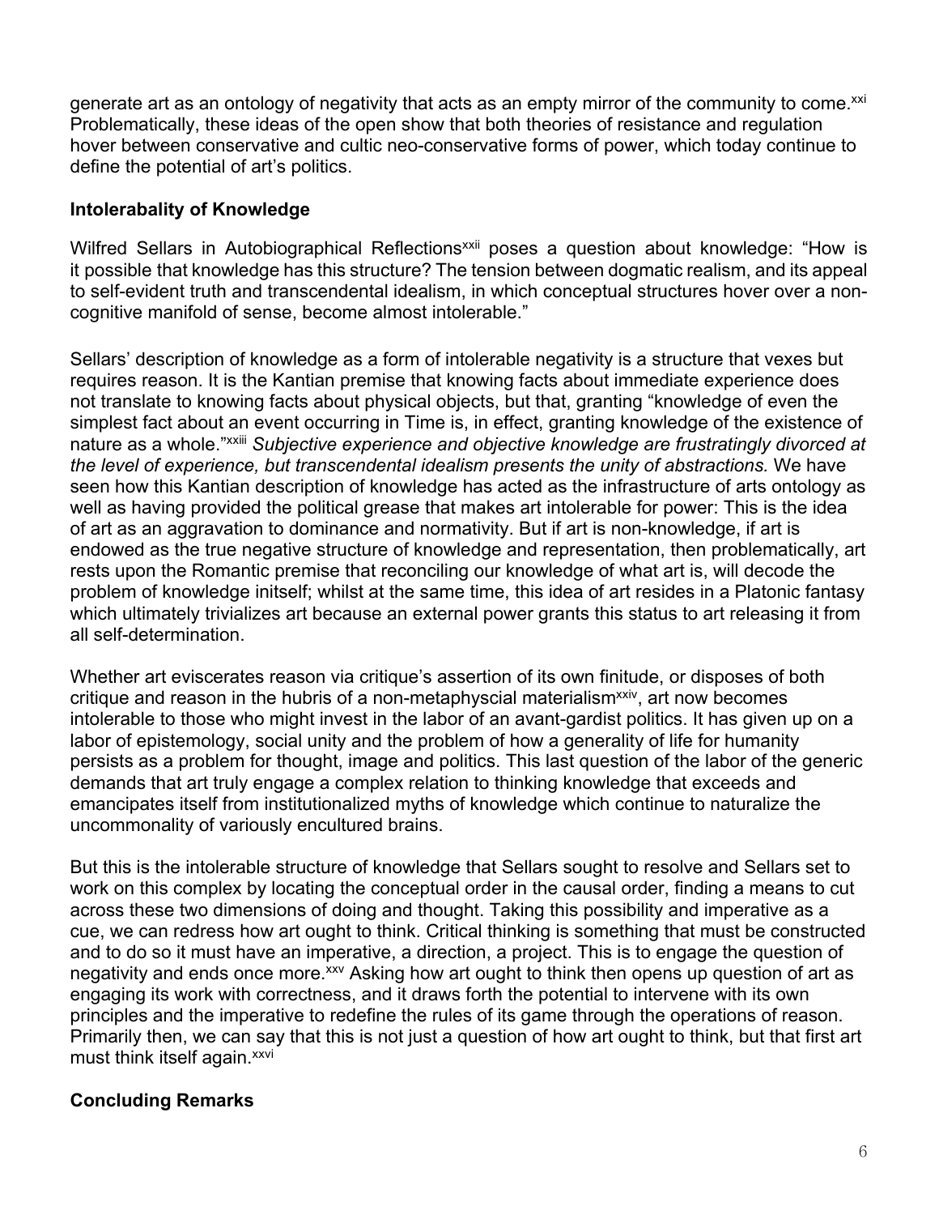generate art as an ontology of negativity that acts as an empty mirror of the community to come.[xxi] Problematically, these ideas of the open show that both theories of resistance and regulation hover between conservative and cultic neo-conservative forms of power, which today continue to define the potential of art's politics.

## Intolerabality of Knowledge

Wilfred Sellars in Autobiographical Reflections[xxii] poses a question about knowledge: "How is it possible that knowledge has this structure? The tension between dogmatic realism, and its appeal to self-evident truth and transcendental idealism, in which conceptual structures hover over a non-cognitive manifold of sense, become almost intolerable."

Sellars' description of knowledge as a form of intolerable negativity is a structure that vexes but requires reason. It is the Kantian premise that knowing facts about immediate experience does not translate to knowing facts about physical objects, but that, granting "knowledge of even the simplest fact about an event occurring in Time is, in effect, granting knowledge of the existence of nature as a whole."[xxiii] *Subjective experience and objective knowledge are frustratingly divorced at the level of experience, but transcendental idealism presents the unity of abstractions.* We have seen how this Kantian description of knowledge has acted as the infrastructure of arts ontology as well as having provided the political grease that makes art intolerable for power: This is the idea of art as an aggravation to dominance and normativity. But if art is non-knowledge, if art is endowed as the true negative structure of knowledge and representation, then problematically, art rests upon the Romantic premise that reconciling our knowledge of what art is, will decode the problem of knowledge initself; whilst at the same time, this idea of art resides in a Platonic fantasy which ultimately trivializes art because an external power grants this status to art releasing it from all self-determination.

Whether art eviscerates reason via critique's assertion of its own finitude, or disposes of both critique and reason in the hubris of a non-metaphyscial materialism[xxiv], art now becomes intolerable to those who might invest in the labor of an avant-gardist politics. It has given up on a labor of epistemology, social unity and the problem of how a generality of life for humanity persists as a problem for thought, image and politics. This last question of the labor of the generic demands that art truly engage a complex relation to thinking knowledge that exceeds and emancipates itself from institutionalized myths of knowledge which continue to naturalize the uncommonality of variously encultured brains.

But this is the intolerable structure of knowledge that Sellars sought to resolve and Sellars set to work on this complex by locating the conceptual order in the causal order, finding a means to cut across these two dimensions of doing and thought. Taking this possibility and imperative as a cue, we can redress how art ought to think. Critical thinking is something that must be constructed and to do so it must have an imperative, a direction, a project. This is to engage the question of negativity and ends once more.[xxv] Asking how art ought to think then opens up question of art as engaging its work with correctness, and it draws forth the potential to intervene with its own principles and the imperative to redefine the rules of its game through the operations of reason. Primarily then, we can say that this is not just a question of how art ought to think, but that first art must think itself again.[xxvi]

## Concluding Remarks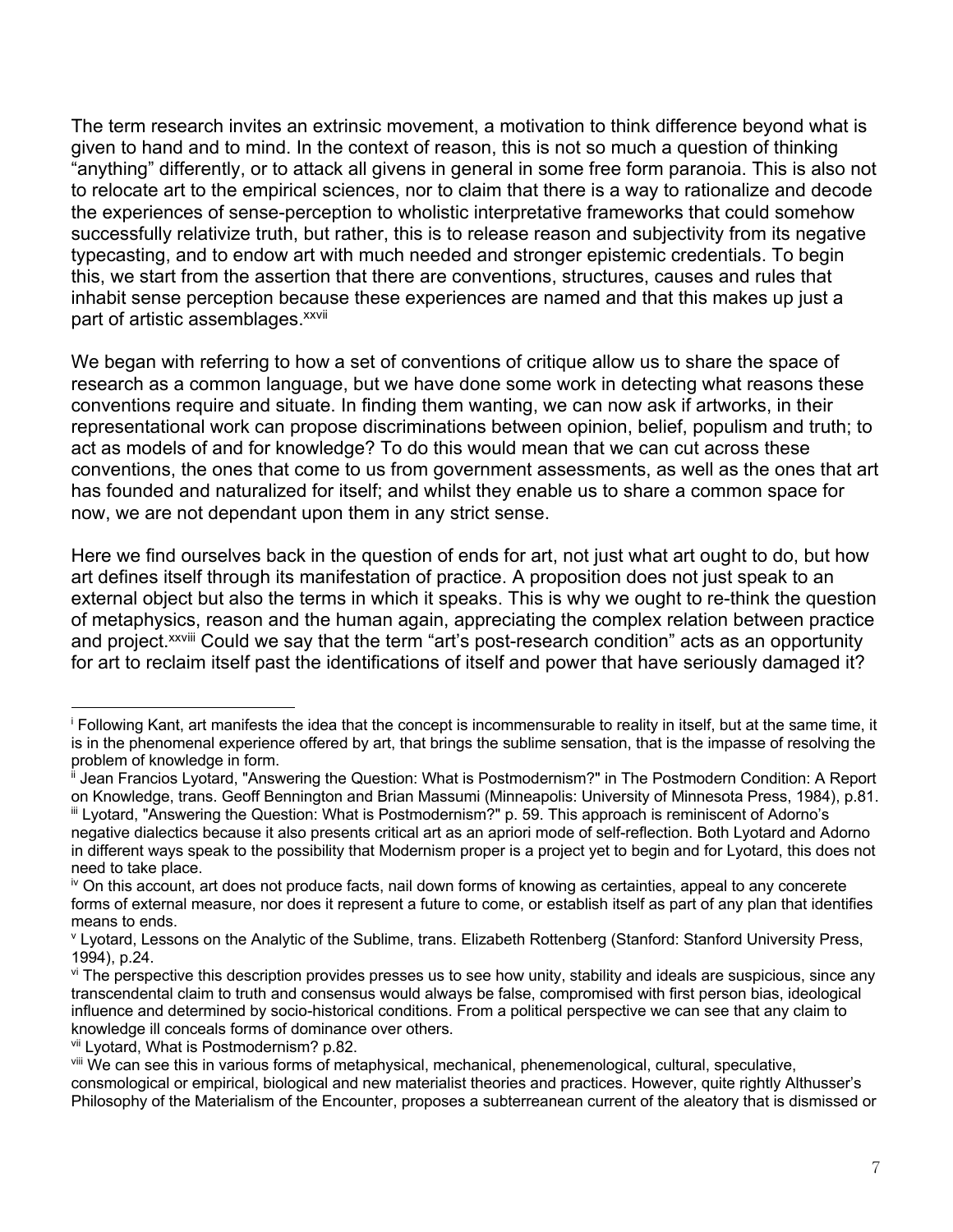The term research invites an extrinsic movement, a motivation to think difference beyond what is given to hand and to mind. In the context of reason, this is not so much a question of thinking "anything" differently, or to attack all givens in general in some free form paranoia. This is also not to relocate art to the empirical sciences, nor to claim that there is a way to rationalize and decode the experiences of sense-perception to wholistic interpretative frameworks that could somehow successfully relativize truth, but rather, this is to release reason and subjectivity from its negative typecasting, and to endow art with much needed and stronger epistemic credentials. To begin this, we start from the assertion that there are conventions, structures, causes and rules that inhabit sense perception because these experiences are named and that this makes up just a part of artistic assemblages.[xxvii]

We began with referring to how a set of conventions of critique allow us to share the space of research as a common language, but we have done some work in detecting what reasons these conventions require and situate. In finding them wanting, we can now ask if artworks, in their representational work can propose discriminations between opinion, belief, populism and truth; to act as models of and for knowledge? To do this would mean that we can cut across these conventions, the ones that come to us from government assessments, as well as the ones that art has founded and naturalized for itself; and whilst they enable us to share a common space for now, we are not dependant upon them in any strict sense.

Here we find ourselves back in the question of ends for art, not just what art ought to do, but how art defines itself through its manifestation of practice. A proposition does not just speak to an external object but also the terms in which it speaks. This is why we ought to re-think the question of metaphysics, reason and the human again, appreciating the complex relation between practice and project.[xxviii] Could we say that the term "art's post-research condition" acts as an opportunity for art to reclaim itself past the identifications of itself and power that have seriously damaged it?

---

[i] Following Kant, art manifests the idea that the concept is incommensurable to reality in itself, but at the same time, it is in the phenomenal experience offered by art, that brings the sublime sensation, that is the impasse of resolving the problem of knowledge in form.

[ii] Jean Francios Lyotard, "Answering the Question: What is Postmodernism?" in The Postmodern Condition: A Report on Knowledge, trans. Geoff Bennington and Brian Massumi (Minneapolis: University of Minnesota Press, 1984), p.81.

[iii] Lyotard, "Answering the Question: What is Postmodernism?" p. 59. This approach is reminiscent of Adorno's negative dialectics because it also presents critical art as an apriori mode of self-reflection. Both Lyotard and Adorno in different ways speak to the possibility that Modernism proper is a project yet to begin and for Lyotard, this does not need to take place.

[iv] On this account, art does not produce facts, nail down forms of knowing as certainties, appeal to any concerete forms of external measure, nor does it represent a future to come, or establish itself as part of any plan that identifies means to ends.

[v] Lyotard, Lessons on the Analytic of the Sublime, trans. Elizabeth Rottenberg (Stanford: Stanford University Press, 1994), p.24.

[vi] The perspective this description provides presses us to see how unity, stability and ideals are suspicious, since any transcendental claim to truth and consensus would always be false, compromised with first person bias, ideological influence and determined by socio-historical conditions. From a political perspective we can see that any claim to knowledge ill conceals forms of dominance over others.

[vii] Lyotard, What is Postmodernism? p.82.

[viii] We can see this in various forms of metaphysical, mechanical, phenemenological, cultural, speculative, consmological or empirical, biological and new materialist theories and practices. However, quite rightly Althusser's Philosophy of the Materialism of the Encounter, proposes a subterreanean current of the aleatory that is dismissed or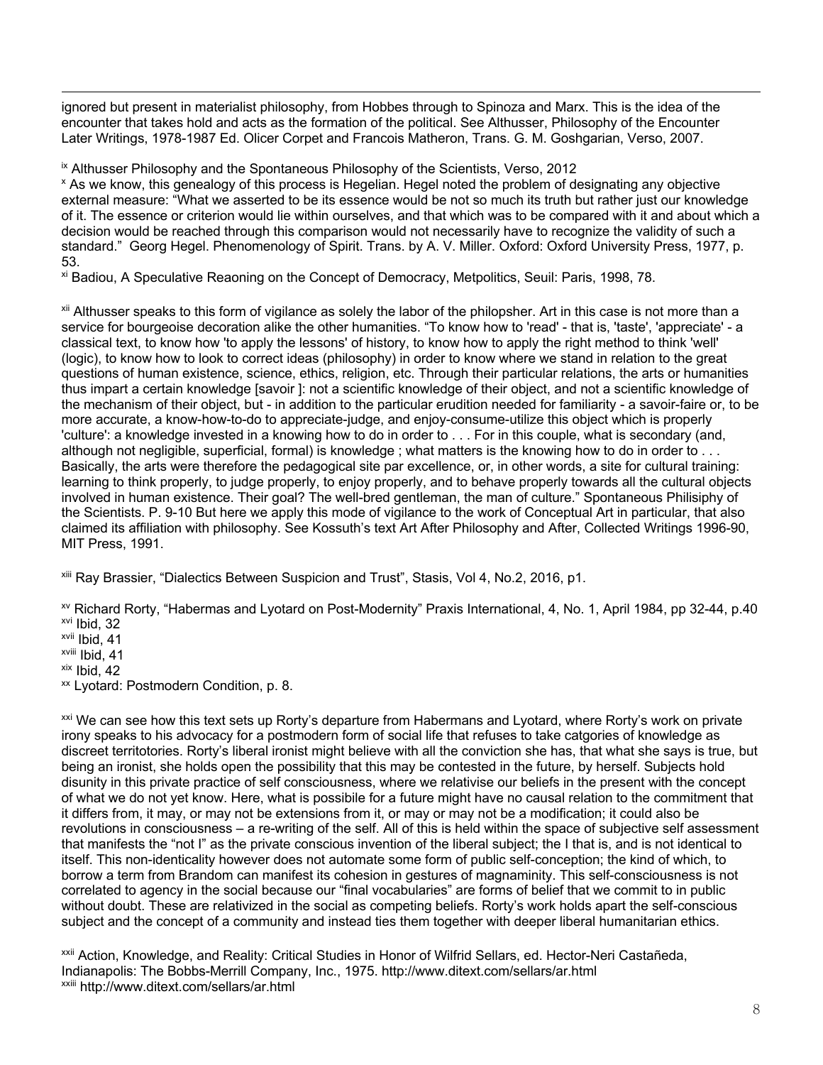ignored but present in materialist philosophy, from Hobbes through to Spinoza and Marx. This is the idea of the encounter that takes hold and acts as the formation of the political. See Althusser, Philosophy of the Encounter Later Writings, 1978-1987 Ed. Olicer Corpet and Francois Matheron, Trans. G. M. Goshgarian, Verso, 2007.

[ix] Althusser Philosophy and the Spontaneous Philosophy of the Scientists, Verso, 2012

[x] As we know, this genealogy of this process is Hegelian. Hegel noted the problem of designating any objective external measure: "What we asserted to be its essence would be not so much its truth but rather just our knowledge of it. The essence or criterion would lie within ourselves, and that which was to be compared with it and about which a decision would be reached through this comparison would not necessarily have to recognize the validity of such a standard." Georg Hegel. Phenomenology of Spirit. Trans. by A. V. Miller. Oxford: Oxford University Press, 1977, p. 53.

[xi] Badiou, A Speculative Reaoning on the Concept of Democracy, Metpolitics, Seuil: Paris, 1998, 78.

[xii] Althusser speaks to this form of vigilance as solely the labor of the philopsher. Art in this case is not more than a service for bourgeoise decoration alike the other humanities. "To know how to 'read' - that is, 'taste', 'appreciate' - a classical text, to know how 'to apply the lessons' of history, to know how to apply the right method to think 'well' (logic), to know how to look to correct ideas (philosophy) in order to know where we stand in relation to the great questions of human existence, science, ethics, religion, etc. Through their particular relations, the arts or humanities thus impart a certain knowledge [savoir ]: not a scientific knowledge of their object, and not a scientific knowledge of the mechanism of their object, but - in addition to the particular erudition needed for familiarity - a savoir-faire or, to be more accurate, a know-how-to-do to appreciate-judge, and enjoy-consume-utilize this object which is properly 'culture': a knowledge invested in a knowing how to do in order to . . . For in this couple, what is secondary (and, although not negligible, superficial, formal) is knowledge ; what matters is the knowing how to do in order to . . . Basically, the arts were therefore the pedagogical site par excellence, or, in other words, a site for cultural training: learning to think properly, to judge properly, to enjoy properly, and to behave properly towards all the cultural objects involved in human existence. Their goal? The well-bred gentleman, the man of culture." Spontaneous Philisiphy of the Scientists. P. 9-10 But here we apply this mode of vigilance to the work of Conceptual Art in particular, that also claimed its affiliation with philosophy. See Kossuth's text Art After Philosophy and After, Collected Writings 1996-90, MIT Press, 1991.

[xiii] Ray Brassier, "Dialectics Between Suspicion and Trust", Stasis, Vol 4, No.2, 2016, p1.

[xv] Richard Rorty, "Habermas and Lyotard on Post-Modernity" Praxis International, 4, No. 1, April 1984, pp 32-44, p.40
[xvi] Ibid, 32
[xvii] Ibid, 41
[xviii] Ibid, 41
[xix] Ibid, 42
[xx] Lyotard: Postmodern Condition, p. 8.

[xxi] We can see how this text sets up Rorty's departure from Habermans and Lyotard, where Rorty's work on private irony speaks to his advocacy for a postmodern form of social life that refuses to take catgories of knowledge as discreet territotories. Rorty's liberal ironist might believe with all the conviction she has, that what she says is true, but being an ironist, she holds open the possibility that this may be contested in the future, by herself. Subjects hold disunity in this private practice of self consciousness, where we relativise our beliefs in the present with the concept of what we do not yet know. Here, what is possibile for a future might have no causal relation to the commitment that it differs from, it may, or may not be extensions from it, or may or may not be a modification; it could also be revolutions in consciousness – a re-writing of the self. All of this is held within the space of subjective self assessment that manifests the "not I" as the private conscious invention of the liberal subject; the I that is, and is not identical to itself. This non-identicality however does not automate some form of public self-conception; the kind of which, to borrow a term from Brandom can manifest its cohesion in gestures of magnaminity. This self-consciousness is not correlated to agency in the social because our "final vocabularies" are forms of belief that we commit to in public without doubt. These are relativized in the social as competing beliefs. Rorty's work holds apart the self-conscious subject and the concept of a community and instead ties them together with deeper liberal humanitarian ethics.

[xxii] Action, Knowledge, and Reality: Critical Studies in Honor of Wilfrid Sellars, ed. Hector-Neri Castañeda, Indianapolis: The Bobbs-Merrill Company, Inc., 1975. http://www.ditext.com/sellars/ar.html
[xxiii] http://www.ditext.com/sellars/ar.html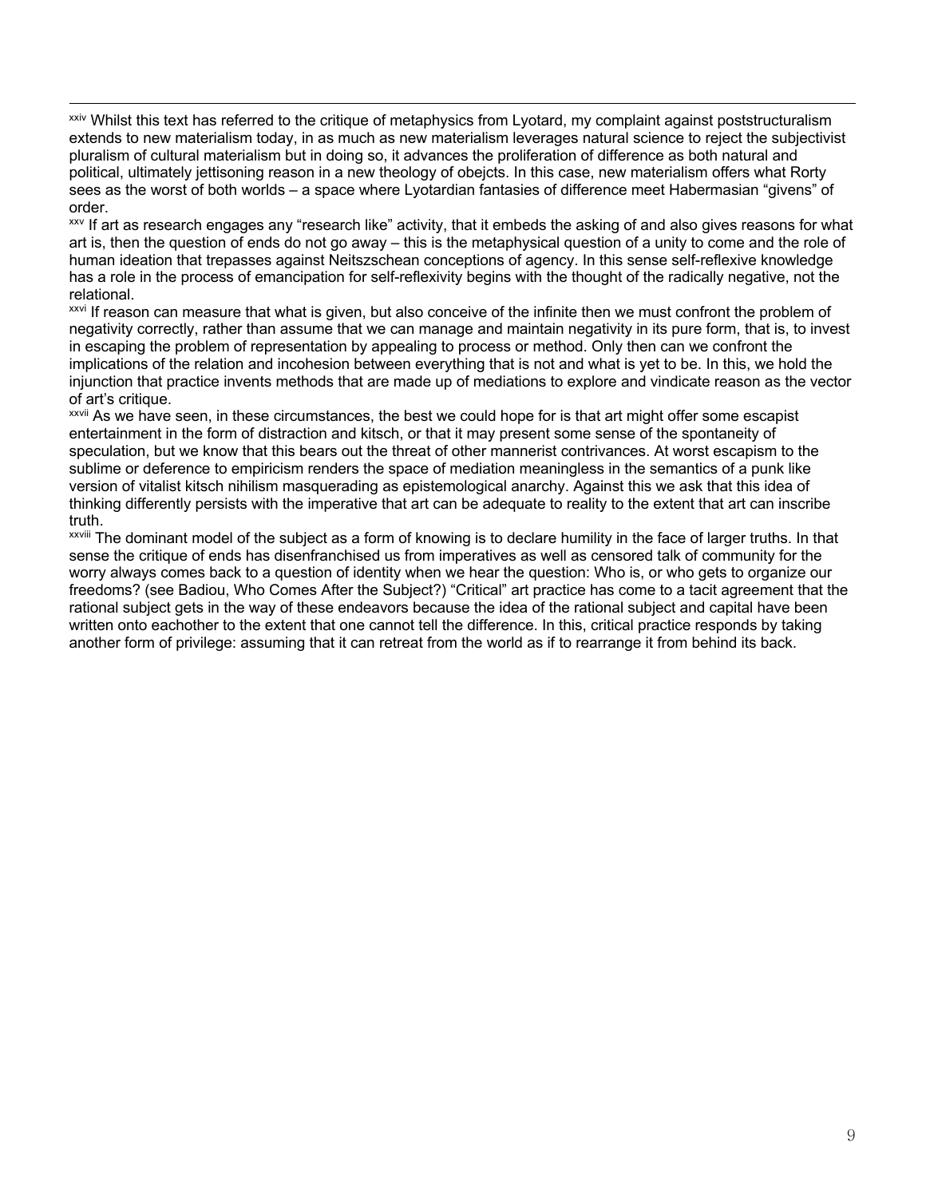[xxiv] Whilst this text has referred to the critique of metaphysics from Lyotard, my complaint against poststructuralism extends to new materialism today, in as much as new materialism leverages natural science to reject the subjectivist pluralism of cultural materialism but in doing so, it advances the proliferation of difference as both natural and political, ultimately jettisoning reason in a new theology of obejcts. In this case, new materialism offers what Rorty sees as the worst of both worlds – a space where Lyotardian fantasies of difference meet Habermasian "givens" of order.

[xxv] If art as research engages any "research like" activity, that it embeds the asking of and also gives reasons for what art is, then the question of ends do not go away – this is the metaphysical question of a unity to come and the role of human ideation that trepasses against Neitszschean conceptions of agency. In this sense self-reflexive knowledge has a role in the process of emancipation for self-reflexivity begins with the thought of the radically negative, not the relational.

[xxvi] If reason can measure that what is given, but also conceive of the infinite then we must confront the problem of negativity correctly, rather than assume that we can manage and maintain negativity in its pure form, that is, to invest in escaping the problem of representation by appealing to process or method. Only then can we confront the implications of the relation and incohesion between everything that is not and what is yet to be. In this, we hold the injunction that practice invents methods that are made up of mediations to explore and vindicate reason as the vector of art's critique.

[xxvii] As we have seen, in these circumstances, the best we could hope for is that art might offer some escapist entertainment in the form of distraction and kitsch, or that it may present some sense of the spontaneity of speculation, but we know that this bears out the threat of other mannerist contrivances. At worst escapism to the sublime or deference to empiricism renders the space of mediation meaningless in the semantics of a punk like version of vitalist kitsch nihilism masquerading as epistemological anarchy. Against this we ask that this idea of thinking differently persists with the imperative that art can be adequate to reality to the extent that art can inscribe truth.

[xxviii] The dominant model of the subject as a form of knowing is to declare humility in the face of larger truths. In that sense the critique of ends has disenfranchised us from imperatives as well as censored talk of community for the worry always comes back to a question of identity when we hear the question: Who is, or who gets to organize our freedoms? (see Badiou, Who Comes After the Subject?) "Critical" art practice has come to a tacit agreement that the rational subject gets in the way of these endeavors because the idea of the rational subject and capital have been written onto eachother to the extent that one cannot tell the difference. In this, critical practice responds by taking another form of privilege: assuming that it can retreat from the world as if to rearrange it from behind its back.